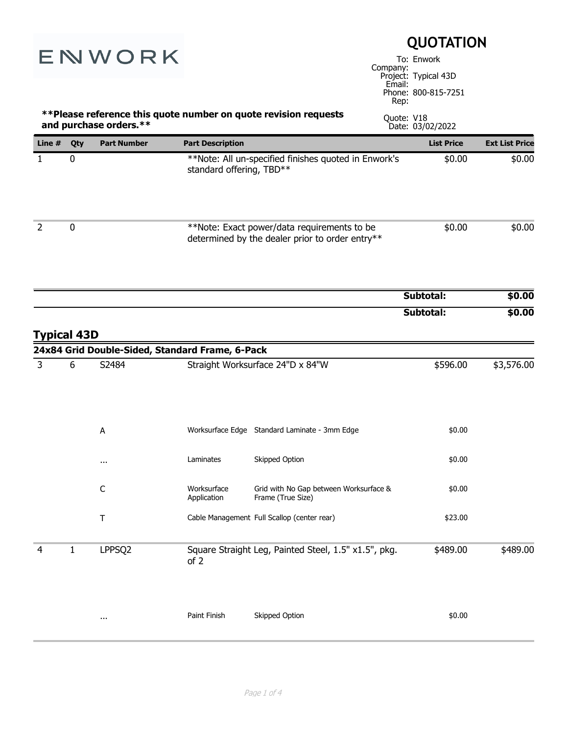ENWORK

# QUOTATION

To: Enwork
Company:
Project: Typical 43D
Email:
Phone: 800-815-7251
Rep:

**\*\*Please reference this quote number on quote revision requests and purchase orders.\*\***

Quote: V18
Date: 03/02/2022

| Line # | Qty | Part Number | Part Description | | List Price | Ext List Price |
|---|---|---|---|---|---|---|
| 1 | 0 | | **Note: All un-specified finishes quoted in Enwork's standard offering, TBD** | | $0.00 | $0.00 |
| 2 | 0 | | **Note: Exact power/data requirements to be determined by the dealer prior to order entry** | | $0.00 | $0.00 |
| | | | | | **Subtotal:** | **$0.00** |
| | | | | | **Subtotal:** | **$0.00** |

## Typical 43D

**24x84 Grid Double-Sided, Standard Frame, 6-Pack**

| Line # | Qty | Part Number | Part Description | | List Price | Ext List Price |
|---|---|---|---|---|---|---|
| 3 | 6 | S2484 | Straight Worksurface 24"D x 84"W | | $596.00 | $3,576.00 |
| | | A | Worksurface Edge | Standard Laminate - 3mm Edge | $0.00 | |
| | | ... | Laminates | Skipped Option | $0.00 | |
| | | C | Worksurface Application | Grid with No Gap between Worksurface & Frame (True Size) | $0.00 | |
| | | T | Cable Management | Full Scallop (center rear) | $23.00 | |
| 4 | 1 | LPPSQ2 | Square Straight Leg, Painted Steel, 1.5" x1.5", pkg. of 2 | | $489.00 | $489.00 |
| | | ... | Paint Finish | Skipped Option | $0.00 | |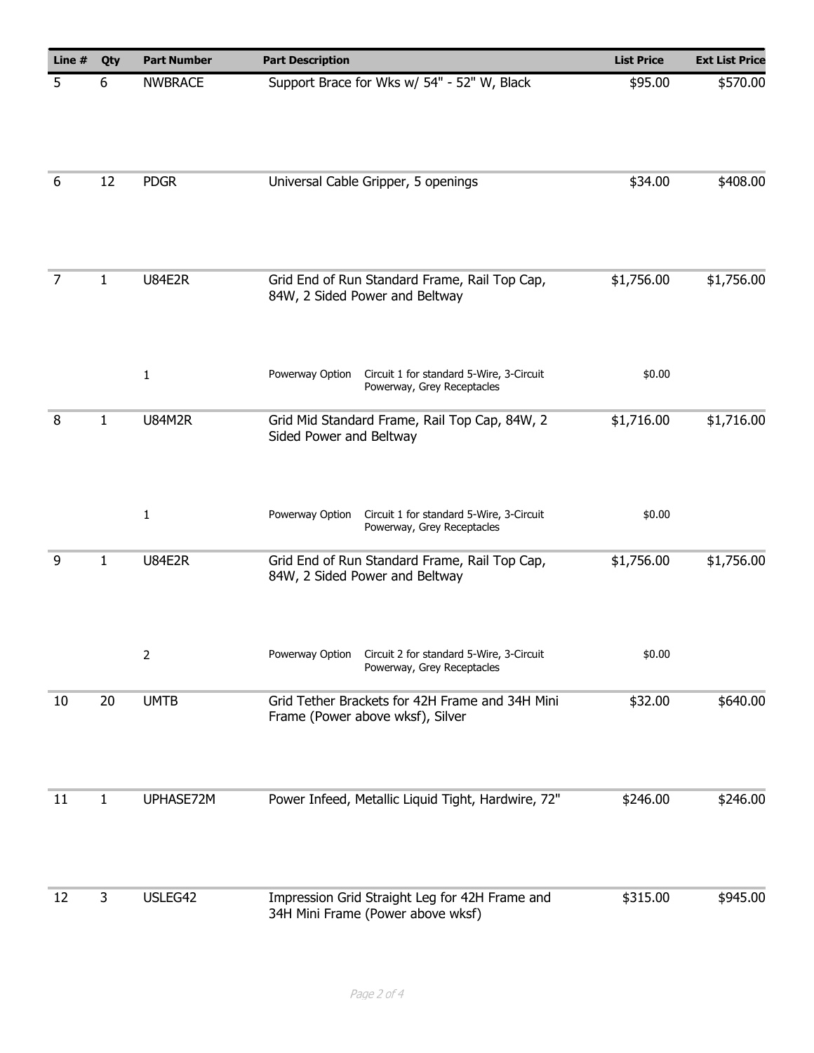| Line # | Qty | Part Number | Part Description | | List Price | Ext List Price |
|---|---|---|---|---|---|---|
| 5 | 6 | NWBRACE | Support Brace for Wks w/ 54" - 52" W, Black | | $95.00 | $570.00 |
| 6 | 12 | PDGR | Universal Cable Gripper, 5 openings | | $34.00 | $408.00 |
| 7 | 1 | U84E2R | Grid End of Run Standard Frame, Rail Top Cap, 84W, 2 Sided Power and Beltway | | $1,756.00 | $1,756.00 |
| | | 1 | Powerway Option | Circuit 1 for standard 5-Wire, 3-Circuit Powerway, Grey Receptacles | $0.00 | |
| 8 | 1 | U84M2R | Grid Mid Standard Frame, Rail Top Cap, 84W, 2 Sided Power and Beltway | | $1,716.00 | $1,716.00 |
| | | 1 | Powerway Option | Circuit 1 for standard 5-Wire, 3-Circuit Powerway, Grey Receptacles | $0.00 | |
| 9 | 1 | U84E2R | Grid End of Run Standard Frame, Rail Top Cap, 84W, 2 Sided Power and Beltway | | $1,756.00 | $1,756.00 |
| | | 2 | Powerway Option | Circuit 2 for standard 5-Wire, 3-Circuit Powerway, Grey Receptacles | $0.00 | |
| 10 | 20 | UMTB | Grid Tether Brackets for 42H Frame and 34H Mini Frame (Power above wksf), Silver | | $32.00 | $640.00 |
| 11 | 1 | UPHASE72M | Power Infeed, Metallic Liquid Tight, Hardwire, 72" | | $246.00 | $246.00 |
| 12 | 3 | USLEG42 | Impression Grid Straight Leg for 42H Frame and 34H Mini Frame (Power above wksf) | | $315.00 | $945.00 |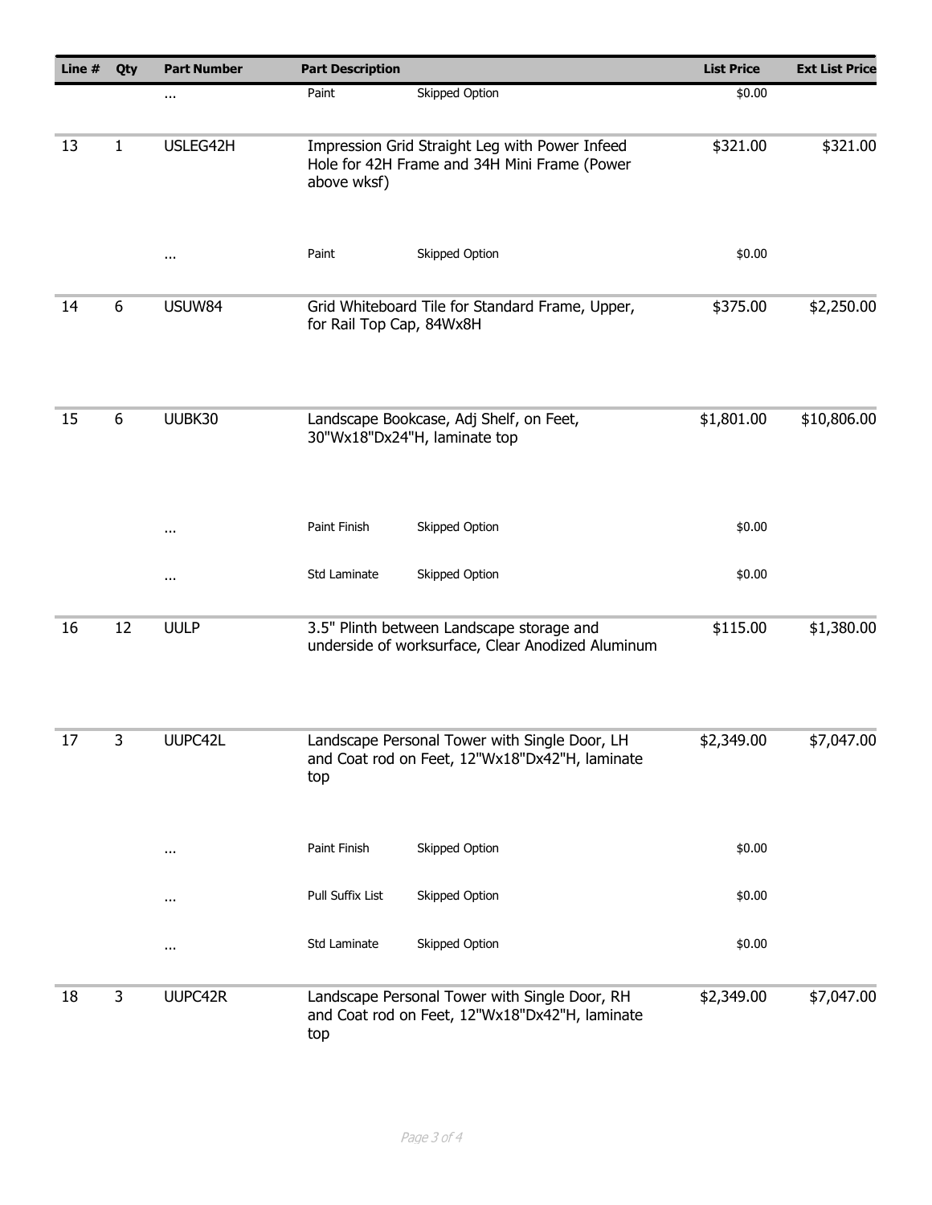| Line # | Qty | Part Number | Part Description | | List Price | Ext List Price |
|---|---|---|---|---|---|---|
| | | ... | Paint | Skipped Option | $0.00 | |
| 13 | 1 | USLEG42H | Impression Grid Straight Leg with Power Infeed Hole for 42H Frame and 34H Mini Frame (Power above wksf) | | $321.00 | $321.00 |
| | | ... | Paint | Skipped Option | $0.00 | |
| 14 | 6 | USUW84 | Grid Whiteboard Tile for Standard Frame, Upper, for Rail Top Cap, 84Wx8H | | $375.00 | $2,250.00 |
| 15 | 6 | UUBK30 | Landscape Bookcase, Adj Shelf, on Feet, 30"Wx18"Dx24"H, laminate top | | $1,801.00 | $10,806.00 |
| | | ... | Paint Finish | Skipped Option | $0.00 | |
| | | ... | Std Laminate | Skipped Option | $0.00 | |
| 16 | 12 | UULP | 3.5" Plinth between Landscape storage and underside of worksurface, Clear Anodized Aluminum | | $115.00 | $1,380.00 |
| 17 | 3 | UUPC42L | Landscape Personal Tower with Single Door, LH and Coat rod on Feet, 12"Wx18"Dx42"H, laminate top | | $2,349.00 | $7,047.00 |
| | | ... | Paint Finish | Skipped Option | $0.00 | |
| | | ... | Pull Suffix List | Skipped Option | $0.00 | |
| | | ... | Std Laminate | Skipped Option | $0.00 | |
| 18 | 3 | UUPC42R | Landscape Personal Tower with Single Door, RH and Coat rod on Feet, 12"Wx18"Dx42"H, laminate top | | $2,349.00 | $7,047.00 |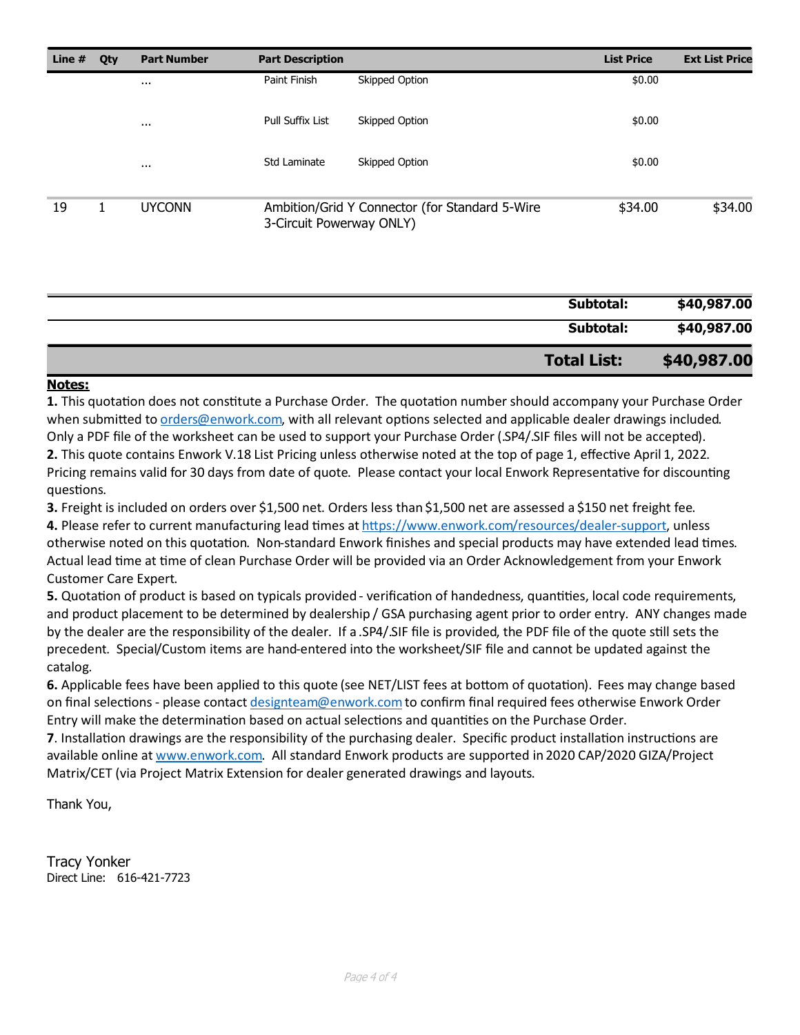| Line # | Qty | Part Number | Part Description | | List Price | Ext List Price |
|---|---|---|---|---|---|---|
| | | ... | Paint Finish | Skipped Option | $0.00 | |
| | | ... | Pull Suffix List | Skipped Option | $0.00 | |
| | | ... | Std Laminate | Skipped Option | $0.00 | |
| 19 | 1 | UYCONN | Ambition/Grid Y Connector (for Standard 5-Wire 3-Circuit Powerway ONLY) | | $34.00 | $34.00 |

| | |
|---|---|
| **Subtotal:** | **$40,987.00** |
| **Subtotal:** | **$40,987.00** |
| **Total List:** | **$40,987.00** |

**Notes:**

**1.** This quotation does not constitute a Purchase Order. The quotation number should accompany your Purchase Order when submitted to orders@enwork.com, with all relevant options selected and applicable dealer drawings included. Only a PDF file of the worksheet can be used to support your Purchase Order (.SP4/.SIF files will not be accepted).

**2.** This quote contains Enwork V.18 List Pricing unless otherwise noted at the top of page 1, effective April 1, 2022. Pricing remains valid for 30 days from date of quote. Please contact your local Enwork Representative for discounting questions.

**3.** Freight is included on orders over $1,500 net. Orders less than $1,500 net are assessed a $150 net freight fee.

**4.** Please refer to current manufacturing lead times at https://www.enwork.com/resources/dealer-support, unless otherwise noted on this quotation. Non-standard Enwork finishes and special products may have extended lead times. Actual lead time at time of clean Purchase Order will be provided via an Order Acknowledgement from your Enwork Customer Care Expert.

**5.** Quotation of product is based on typicals provided - verification of handedness, quantities, local code requirements, and product placement to be determined by dealership / GSA purchasing agent prior to order entry. ANY changes made by the dealer are the responsibility of the dealer. If a .SP4/.SIF file is provided, the PDF file of the quote still sets the precedent. Special/Custom items are hand-entered into the worksheet/SIF file and cannot be updated against the catalog.

**6.** Applicable fees have been applied to this quote (see NET/LIST fees at bottom of quotation). Fees may change based on final selections - please contact designteam@enwork.com to confirm final required fees otherwise Enwork Order Entry will make the determination based on actual selections and quantities on the Purchase Order.

**7**. Installation drawings are the responsibility of the purchasing dealer. Specific product installation instructions are available online at www.enwork.com. All standard Enwork products are supported in 2020 CAP/2020 GIZA/Project Matrix/CET (via Project Matrix Extension for dealer generated drawings and layouts.

Thank You,

Tracy Yonker
Direct Line: 616-421-7723